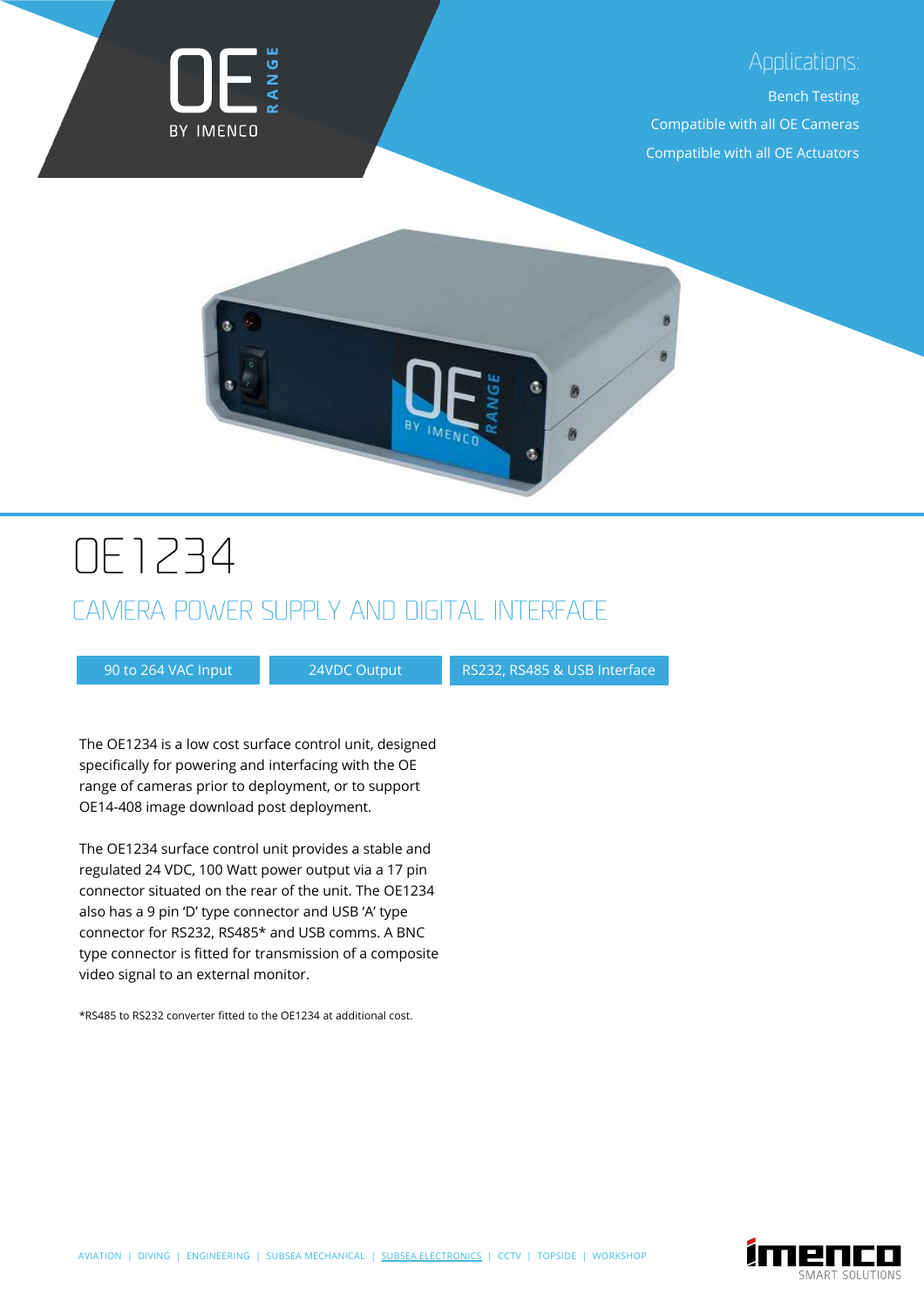OE RANGE BY IMENCO

## Applications:

Bench Testing

Compatible with all OE Cameras

Compatible with all OE Actuators

# OE1234

## CAMERA POWER SUPPLY AND DIGITAL INTERFACE

90 to 264 VAC Input | 24VDC Output | RS232, RS485 & USB Interface

The OE1234 is a low cost surface control unit, designed specifically for powering and interfacing with the OE range of cameras prior to deployment, or to support OE14-408 image download post deployment.

The OE1234 surface control unit provides a stable and regulated 24 VDC, 100 Watt power output via a 17 pin connector situated on the rear of the unit. The OE1234 also has a 9 pin 'D' type connector and USB 'A' type connector for RS232, RS485* and USB comms. A BNC type connector is fitted for transmission of a composite video signal to an external monitor.

*RS485 to RS232 converter fitted to the OE1234 at additional cost.

AVIATION | DIVING | ENGINEERING | SUBSEA MECHANICAL | SUBSEA ELECTRONICS | CCTV | TOPSIDE | WORKSHOP

imenco SMART SOLUTIONS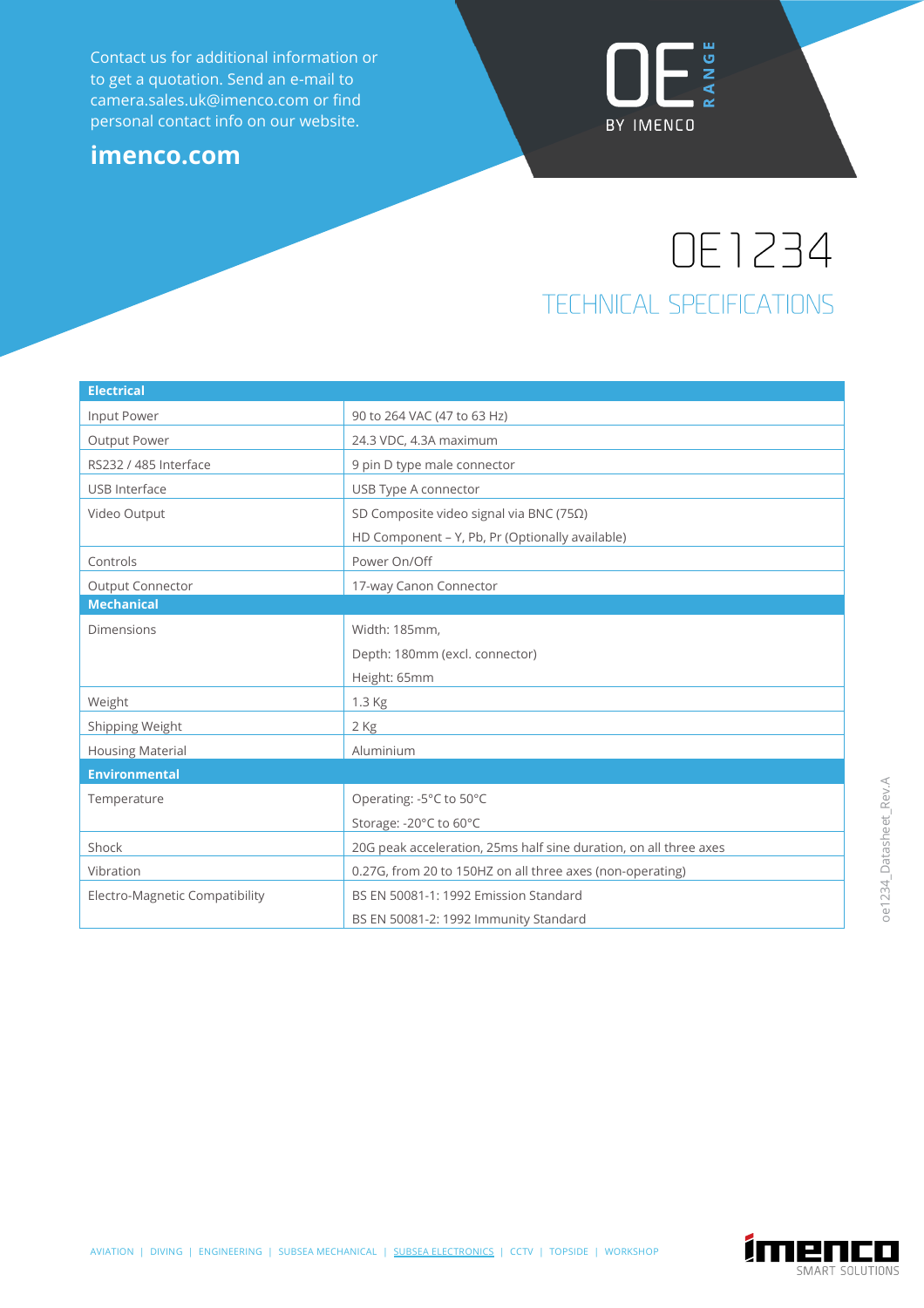Contact us for additional information or to get a quotation. Send an e-mail to camera.sales.uk@imenco.com or find personal contact info on our website.

**imenco.com**

OE RANGE BY IMENCO

# OE1234

## TECHNICAL SPECIFICATIONS

| | |
|---|---|
| **Electrical** | |
| Input Power | 90 to 264 VAC (47 to 63 Hz) |
| Output Power | 24.3 VDC, 4.3A maximum |
| RS232 / 485 Interface | 9 pin D type male connector |
| USB Interface | USB Type A connector |
| Video Output | SD Composite video signal via BNC (75Ω)<br>HD Component – Y, Pb, Pr (Optionally available) |
| Controls | Power On/Off |
| Output Connector | 17-way Canon Connector |
| **Mechanical** | |
| Dimensions | Width: 185mm,<br>Depth: 180mm (excl. connector)<br>Height: 65mm |
| Weight | 1.3 Kg |
| Shipping Weight | 2 Kg |
| Housing Material | Aluminium |
| **Environmental** | |
| Temperature | Operating: -5°C to 50°C<br>Storage: -20°C to 60°C |
| Shock | 20G peak acceleration, 25ms half sine duration, on all three axes |
| Vibration | 0.27G, from 20 to 150HZ on all three axes (non-operating) |
| Electro-Magnetic Compatibility | BS EN 50081-1: 1992 Emission Standard<br>BS EN 50081-2: 1992 Immunity Standard |

oe1234_Datasheet_Rev.A

AVIATION | DIVING | ENGINEERING | SUBSEA MECHANICAL | SUBSEA ELECTRONICS | CCTV | TOPSIDE | WORKSHOP

imenco SMART SOLUTIONS